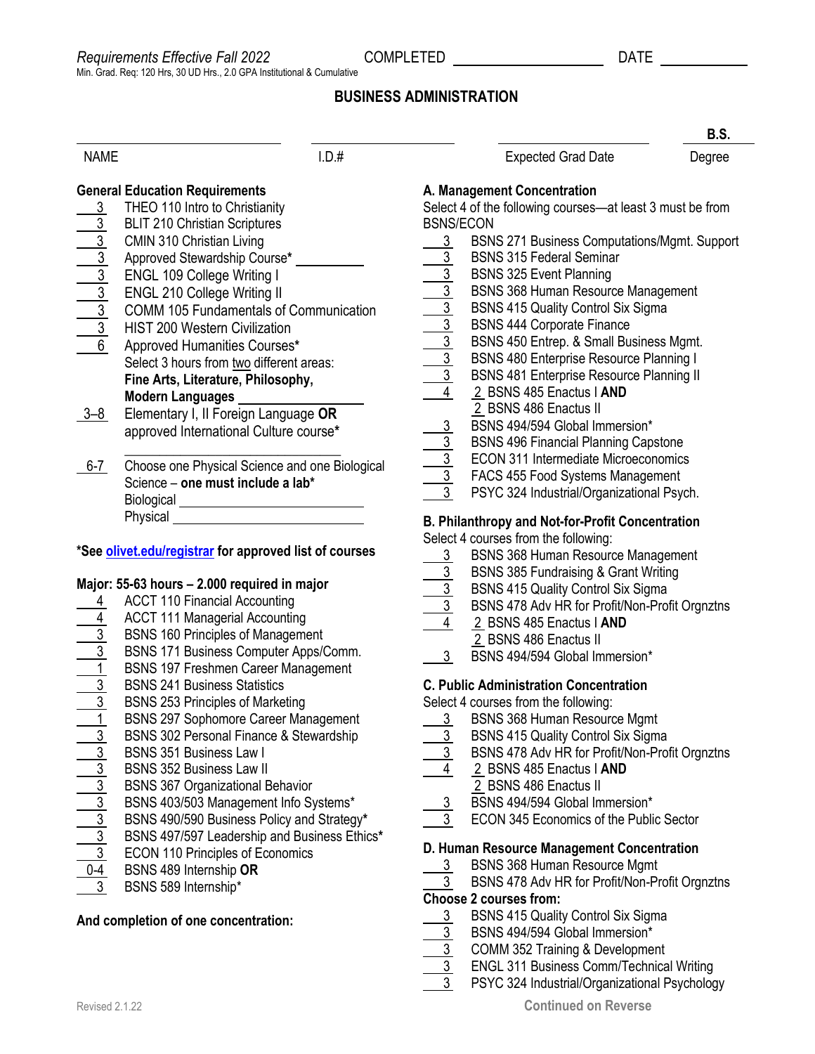*Requirements Effective Fall 2022* COMPLETED ____________ DATE ________

Min. Grad. Req: 120 Hrs, 30 UD Hrs., 2.0 GPA Institutional & Cumulative

# BUSINESS ADMINISTRATION

| NAME | I.D.# | Expected Grad Date | B.S. Degree |
|---|---|---|---|
| | | | |

## General Education Requirements

- 3 THEO 110 Intro to Christianity
- 3 BLIT 210 Christian Scriptures
- 3 CMIN 310 Christian Living
- 3 Approved Stewardship Course* ________
- 3 ENGL 109 College Writing I
- 3 ENGL 210 College Writing II
- 3 COMM 105 Fundamentals of Communication
- 3 HIST 200 Western Civilization
- 6 Approved Humanities Courses*
  Select 3 hours from two different areas:
  **Fine Arts, Literature, Philosophy, Modern Languages** ________
- 3–8 Elementary I, II Foreign Language **OR** approved International Culture course* ________
- 6-7 Choose one Physical Science and one Biological Science – **one must include a lab***
  Biological ________
  Physical ________

**\*See olivet.edu/registrar for approved list of courses**

## Major: 55-63 hours – 2.000 required in major

- 4 ACCT 110 Financial Accounting
- 4 ACCT 111 Managerial Accounting
- 3 BSNS 160 Principles of Management
- 3 BSNS 171 Business Computer Apps/Comm.
- 1 BSNS 197 Freshmen Career Management
- 3 BSNS 241 Business Statistics
- 3 BSNS 253 Principles of Marketing
- 1 BSNS 297 Sophomore Career Management
- 3 BSNS 302 Personal Finance & Stewardship
- 3 BSNS 351 Business Law I
- 3 BSNS 352 Business Law II
- 3 BSNS 367 Organizational Behavior
- 3 BSNS 403/503 Management Info Systems*
- 3 BSNS 490/590 Business Policy and Strategy*
- 3 BSNS 497/597 Leadership and Business Ethics*
- 3 ECON 110 Principles of Economics
- 0-4 BSNS 489 Internship **OR**
- 3 BSNS 589 Internship*

**And completion of one concentration:**

### A. Management Concentration

Select 4 of the following courses—at least 3 must be from BSNS/ECON

- 3 BSNS 271 Business Computations/Mgmt. Support
- 3 BSNS 315 Federal Seminar
- 3 BSNS 325 Event Planning
- 3 BSNS 368 Human Resource Management
- 3 BSNS 415 Quality Control Six Sigma
- 3 BSNS 444 Corporate Finance
- 3 BSNS 450 Entrep. & Small Business Mgmt.
- 3 BSNS 480 Enterprise Resource Planning I
- 3 BSNS 481 Enterprise Resource Planning II
- 4 2 BSNS 485 Enactus I **AND**
  2 BSNS 486 Enactus II
- 3 BSNS 494/594 Global Immersion*
- 3 BSNS 496 Financial Planning Capstone
- 3 ECON 311 Intermediate Microeconomics
- 3 FACS 455 Food Systems Management
- 3 PSYC 324 Industrial/Organizational Psych.

### B. Philanthropy and Not-for-Profit Concentration

Select 4 courses from the following:

- 3 BSNS 368 Human Resource Management
- 3 BSNS 385 Fundraising & Grant Writing
- 3 BSNS 415 Quality Control Six Sigma
- 3 BSNS 478 Adv HR for Profit/Non-Profit Orgnztns
- 4 2 BSNS 485 Enactus I **AND**
  2 BSNS 486 Enactus II
- 3 BSNS 494/594 Global Immersion*

### C. Public Administration Concentration

Select 4 courses from the following:

- 3 BSNS 368 Human Resource Mgmt
- 3 BSNS 415 Quality Control Six Sigma
- 3 BSNS 478 Adv HR for Profit/Non-Profit Orgnztns
- 4 2 BSNS 485 Enactus I **AND**
  2 BSNS 486 Enactus II
- 3 BSNS 494/594 Global Immersion*
- 3 ECON 345 Economics of the Public Sector

### D. Human Resource Management Concentration

- 3 BSNS 368 Human Resource Mgmt
- 3 BSNS 478 Adv HR for Profit/Non-Profit Orgnztns

**Choose 2 courses from:**

- 3 BSNS 415 Quality Control Six Sigma
- 3 BSNS 494/594 Global Immersion*
- 3 COMM 352 Training & Development
- 3 ENGL 311 Business Comm/Technical Writing
- 3 PSYC 324 Industrial/Organizational Psychology

Revised 2.1.22

**Continued on Reverse**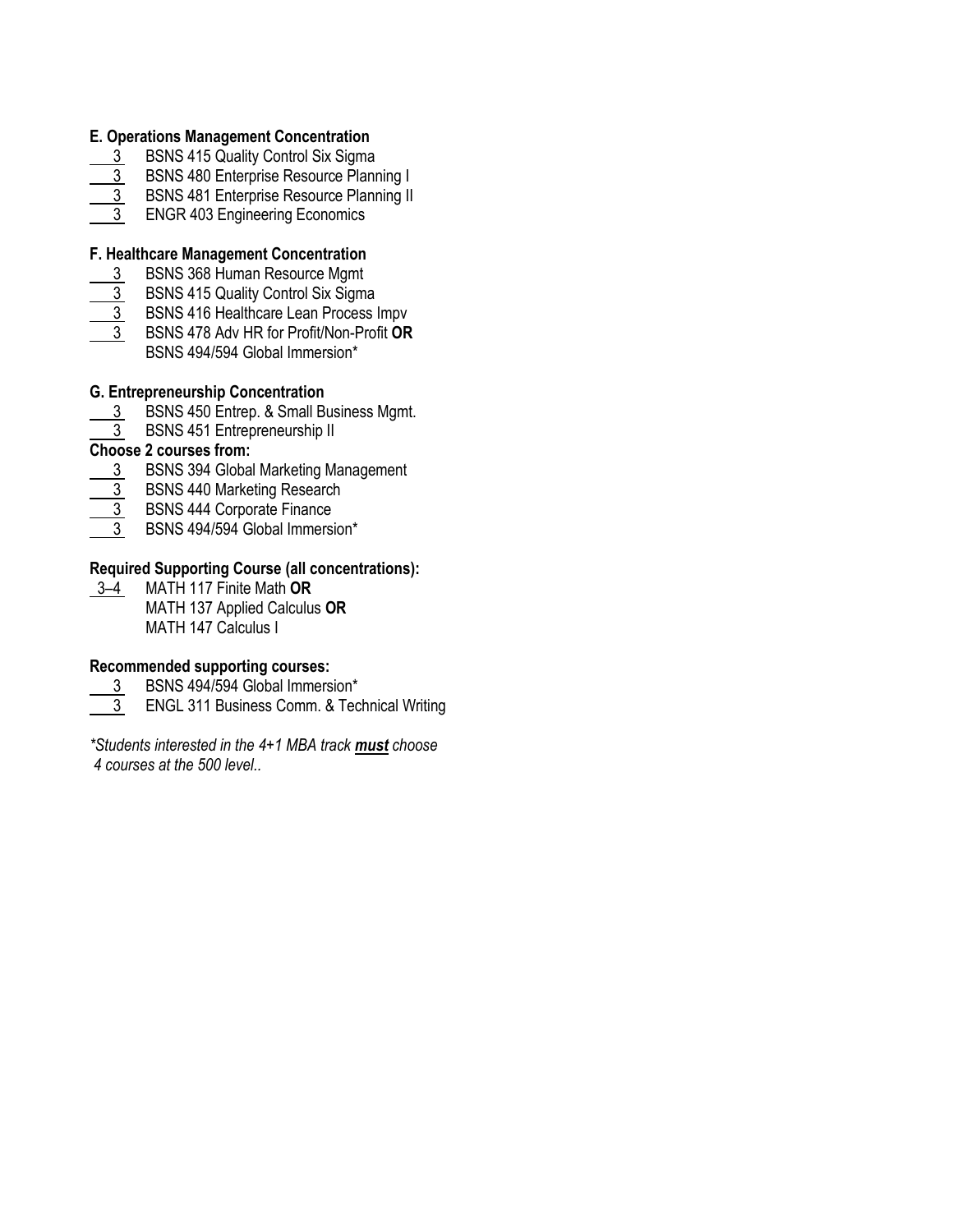### E. Operations Management Concentration

- 3 BSNS 415 Quality Control Six Sigma
- 3 BSNS 480 Enterprise Resource Planning I
- 3 BSNS 481 Enterprise Resource Planning II
- 3 ENGR 403 Engineering Economics

### F. Healthcare Management Concentration

- 3 BSNS 368 Human Resource Mgmt
- 3 BSNS 415 Quality Control Six Sigma
- 3 BSNS 416 Healthcare Lean Process Impv
- 3 BSNS 478 Adv HR for Profit/Non-Profit **OR**
  BSNS 494/594 Global Immersion*

### G. Entrepreneurship Concentration

- 3 BSNS 450 Entrep. & Small Business Mgmt.
- 3 BSNS 451 Entrepreneurship II

**Choose 2 courses from:**

- 3 BSNS 394 Global Marketing Management
- 3 BSNS 440 Marketing Research
- 3 BSNS 444 Corporate Finance
- 3 BSNS 494/594 Global Immersion*

### Required Supporting Course (all concentrations):

- 3–4 MATH 117 Finite Math **OR**
  MATH 137 Applied Calculus **OR**
  MATH 147 Calculus I

### Recommended supporting courses:

- 3 BSNS 494/594 Global Immersion*
- 3 ENGL 311 Business Comm. & Technical Writing

*\*Students interested in the 4+1 MBA track **must** choose 4 courses at the 500 level..*